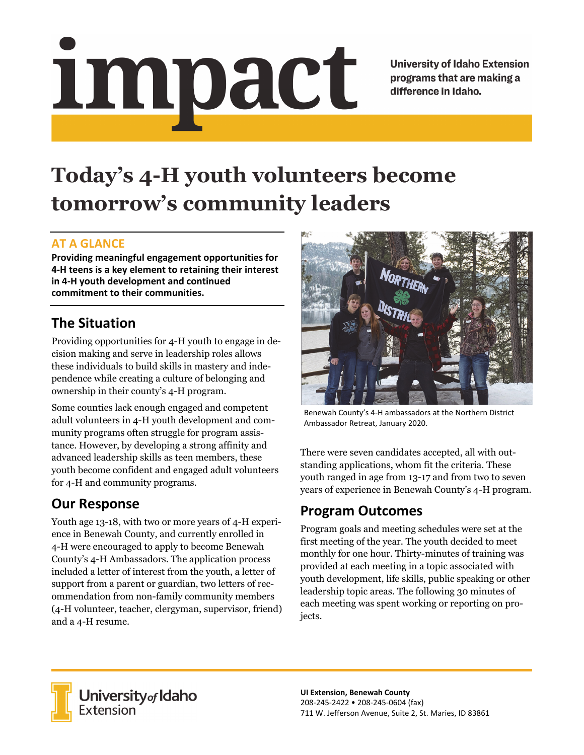# impact

**University of Idaho Extension programs that are making a difference in Idaho.**

# Today's 4-H youth volunteers become tomorrow's community leaders

## AT A GLANCE

**Providing meaningful engagement opportunities for 4-H teens is a key element to retaining their interest in 4-H youth development and continued commitment to their communities.**

## The Situation

Providing opportunities for 4-H youth to engage in decision making and serve in leadership roles allows these individuals to build skills in mastery and independence while creating a culture of belonging and ownership in their county's 4-H program.

Some counties lack enough engaged and competent adult volunteers in 4-H youth development and community programs often struggle for program assistance. However, by developing a strong affinity and advanced leadership skills as teen members, these youth become confident and engaged adult volunteers for 4-H and community programs.

## Our Response

Youth age 13-18, with two or more years of 4-H experience in Benewah County, and currently enrolled in 4-H were encouraged to apply to become Benewah County's 4-H Ambassadors. The application process included a letter of interest from the youth, a letter of support from a parent or guardian, two letters of recommendation from non-family community members (4-H volunteer, teacher, clergyman, supervisor, friend) and a 4-H resume.

Benewah County's 4-H ambassadors at the Northern District Ambassador Retreat, January 2020.

There were seven candidates accepted, all with outstanding applications, whom fit the criteria. These youth ranged in age from 13-17 and from two to seven years of experience in Benewah County's 4-H program.

## Program Outcomes

Program goals and meeting schedules were set at the first meeting of the year. The youth decided to meet monthly for one hour. Thirty-minutes of training was provided at each meeting in a topic associated with youth development, life skills, public speaking or other leadership topic areas. The following 30 minutes of each meeting was spent working or reporting on projects.

University of Idaho Extension

**UI Extension, Benewah County**
208-245-2422 • 208-245-0604 (fax)
711 W. Jefferson Avenue, Suite 2, St. Maries, ID 83861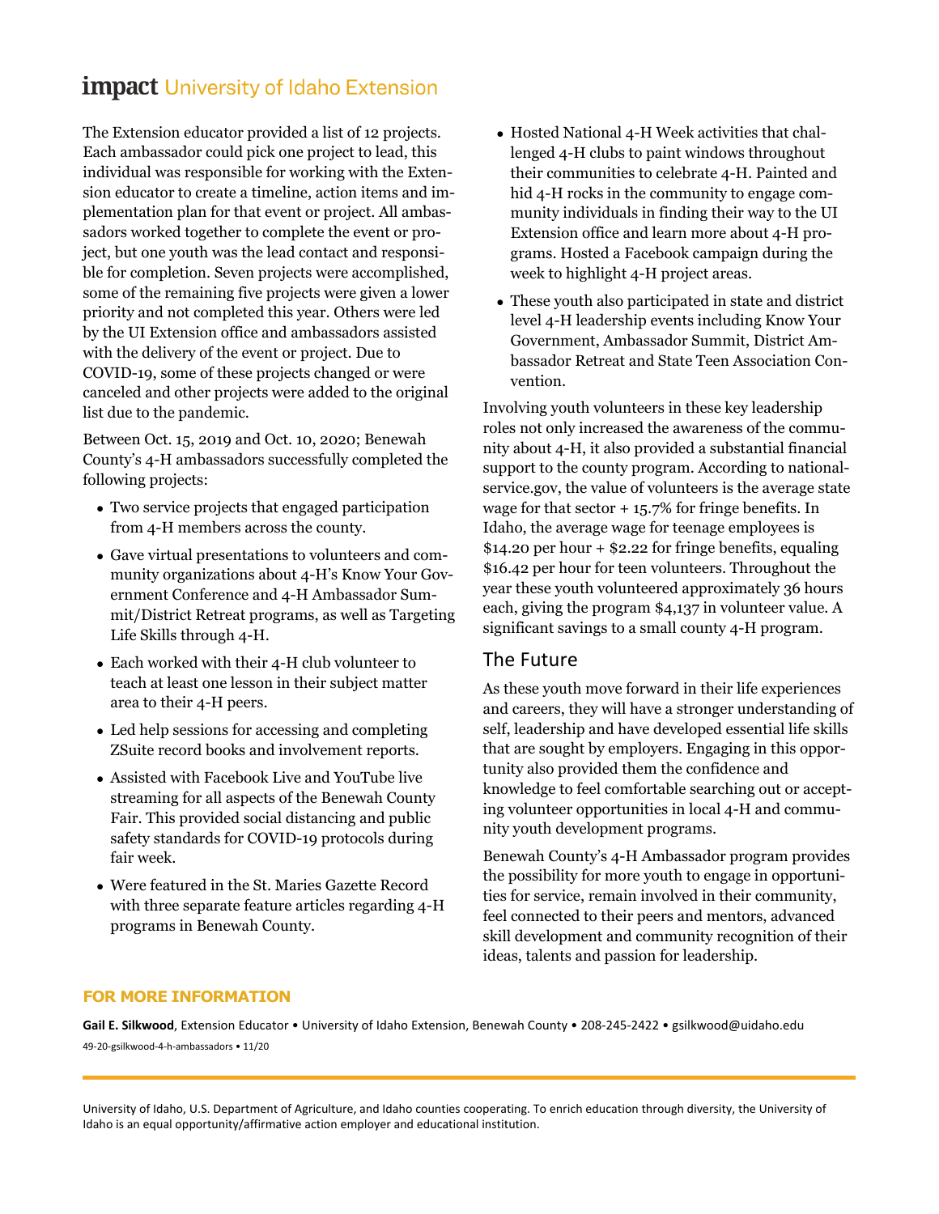The Extension educator provided a list of 12 projects. Each ambassador could pick one project to lead, this individual was responsible for working with the Extension educator to create a timeline, action items and implementation plan for that event or project. All ambassadors worked together to complete the event or project, but one youth was the lead contact and responsible for completion. Seven projects were accomplished, some of the remaining five projects were given a lower priority and not completed this year. Others were led by the UI Extension office and ambassadors assisted with the delivery of the event or project. Due to COVID-19, some of these projects changed or were canceled and other projects were added to the original list due to the pandemic.

Between Oct. 15, 2019 and Oct. 10, 2020; Benewah County's 4-H ambassadors successfully completed the following projects:

- Two service projects that engaged participation from 4-H members across the county.
- Gave virtual presentations to volunteers and community organizations about 4-H's Know Your Government Conference and 4-H Ambassador Summit/District Retreat programs, as well as Targeting Life Skills through 4-H.
- Each worked with their 4-H club volunteer to teach at least one lesson in their subject matter area to their 4-H peers.
- Led help sessions for accessing and completing ZSuite record books and involvement reports.
- Assisted with Facebook Live and YouTube live streaming for all aspects of the Benewah County Fair. This provided social distancing and public safety standards for COVID-19 protocols during fair week.
- Were featured in the St. Maries Gazette Record with three separate feature articles regarding 4-H programs in Benewah County.
- Hosted National 4-H Week activities that challenged 4-H clubs to paint windows throughout their communities to celebrate 4-H. Painted and hid 4-H rocks in the community to engage community individuals in finding their way to the UI Extension office and learn more about 4-H programs. Hosted a Facebook campaign during the week to highlight 4-H project areas.
- These youth also participated in state and district level 4-H leadership events including Know Your Government, Ambassador Summit, District Ambassador Retreat and State Teen Association Convention.

Involving youth volunteers in these key leadership roles not only increased the awareness of the community about 4-H, it also provided a substantial financial support to the county program. According to nationalservice.gov, the value of volunteers is the average state wage for that sector + 15.7% for fringe benefits. In Idaho, the average wage for teenage employees is $14.20 per hour + $2.22 for fringe benefits, equaling $16.42 per hour for teen volunteers. Throughout the year these youth volunteered approximately 36 hours each, giving the program $4,137 in volunteer value. A significant savings to a small county 4-H program.

## The Future

As these youth move forward in their life experiences and careers, they will have a stronger understanding of self, leadership and have developed essential life skills that are sought by employers. Engaging in this opportunity also provided them the confidence and knowledge to feel comfortable searching out or accepting volunteer opportunities in local 4-H and community youth development programs.

Benewah County's 4-H Ambassador program provides the possibility for more youth to engage in opportunities for service, remain involved in their community, feel connected to their peers and mentors, advanced skill development and community recognition of their ideas, talents and passion for leadership.

## FOR MORE INFORMATION

**Gail E. Silkwood**, Extension Educator • University of Idaho Extension, Benewah County • 208-245-2422 • gsilkwood@uidaho.edu

49-20-gsilkwood-4-h-ambassadors • 11/20

University of Idaho, U.S. Department of Agriculture, and Idaho counties cooperating. To enrich education through diversity, the University of Idaho is an equal opportunity/affirmative action employer and educational institution.